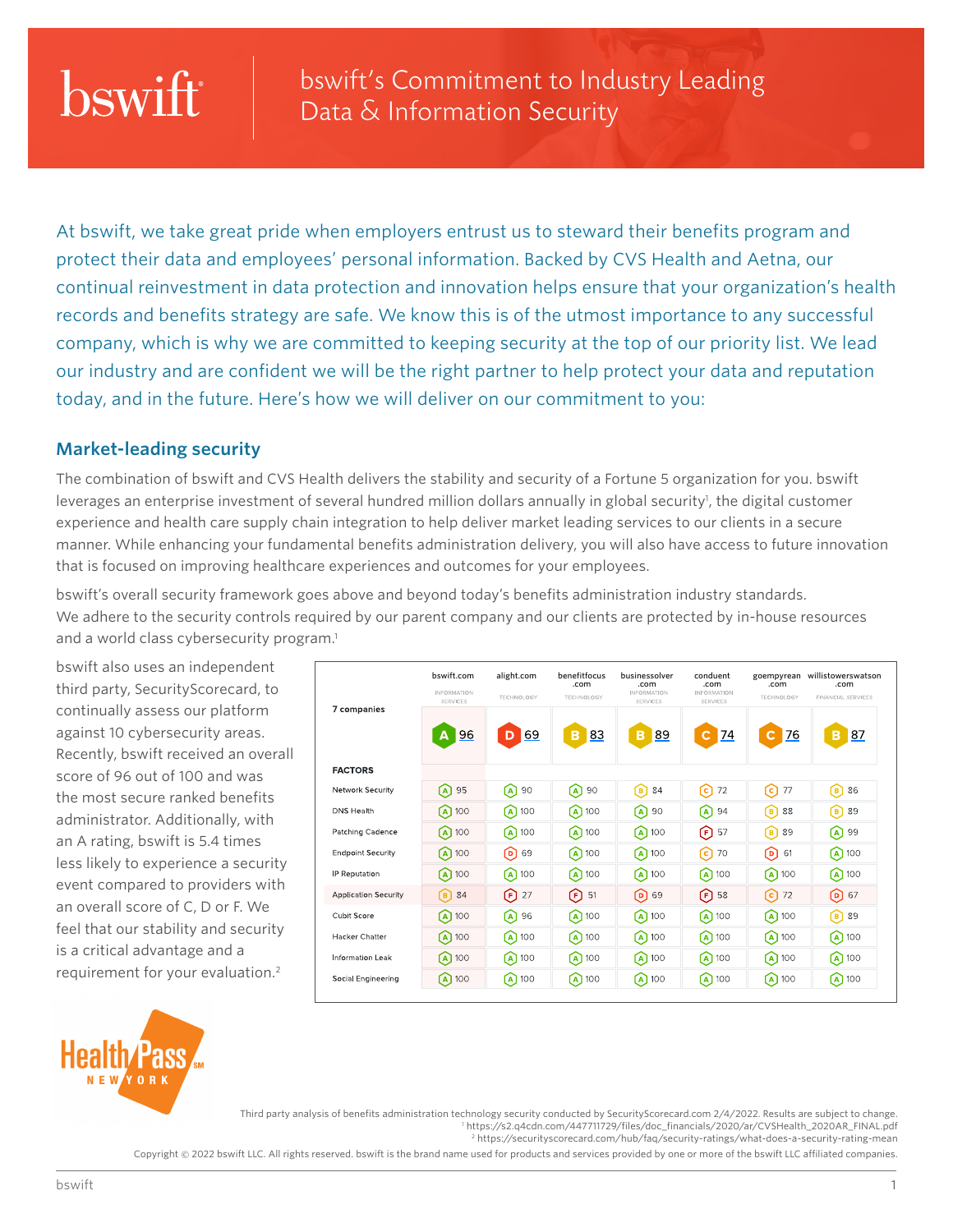# bswift's Commitment to Industry Leading Data & Information Security

At bswift, we take great pride when employers entrust us to steward their benefits program and protect their data and employees' personal information. Backed by CVS Health and Aetna, our continual reinvestment in data protection and innovation helps ensure that your organization's health records and benefits strategy are safe. We know this is of the utmost importance to any successful company, which is why we are committed to keeping security at the top of our priority list. We lead our industry and are confident we will be the right partner to help protect your data and reputation today, and in the future. Here's how we will deliver on our commitment to you:

## Market-leading security

The combination of bswift and CVS Health delivers the stability and security of a Fortune 5 organization for you. bswift leverages an enterprise investment of several hundred million dollars annually in global security[1], the digital customer experience and health care supply chain integration to help deliver market leading services to our clients in a secure manner. While enhancing your fundamental benefits administration delivery, you will also have access to future innovation that is focused on improving healthcare experiences and outcomes for your employees.

bswift's overall security framework goes above and beyond today's benefits administration industry standards. We adhere to the security controls required by our parent company and our clients are protected by in-house resources and a world class cybersecurity program.[1]

bswift also uses an independent third party, SecurityScorecard, to continually assess our platform against 10 cybersecurity areas. Recently, bswift received an overall score of 96 out of 100 and was the most secure ranked benefits administrator. Additionally, with an A rating, bswift is 5.4 times less likely to experience a security event compared to providers with an overall score of C, D or F. We feel that our stability and security is a critical advantage and a requirement for your evaluation.[2]

| 7 companies | bswift.com (Information Services) | alight.com (Technology) | benefitfocus.com (Technology) | businessolver.com (Information Services) | conduent.com (Information Services) | goempyrean.com (Technology) | willistowerswatson.com (Financial Services) |
|---|---|---|---|---|---|---|---|
| Overall | A 96 | D 69 | B 83 | B 89 | C 74 | C 76 | B 87 |
| **FACTORS** | | | | | | | |
| Network Security | A 95 | A 90 | A 90 | B 84 | C 72 | C 77 | B 86 |
| DNS Health | A 100 | A 100 | A 100 | A 90 | A 94 | B 88 | B 89 |
| Patching Cadence | A 100 | A 100 | A 100 | A 100 | F 57 | B 89 | A 99 |
| Endpoint Security | A 100 | D 69 | A 100 | A 100 | C 70 | D 61 | A 100 |
| IP Reputation | A 100 | A 100 | A 100 | A 100 | A 100 | A 100 | A 100 |
| Application Security | B 84 | F 27 | F 51 | D 69 | F 58 | C 72 | D 67 |
| Cubit Score | A 100 | A 96 | A 100 | A 100 | A 100 | A 100 | B 89 |
| Hacker Chatter | A 100 | A 100 | A 100 | A 100 | A 100 | A 100 | A 100 |
| Information Leak | A 100 | A 100 | A 100 | A 100 | A 100 | A 100 | A 100 |
| Social Engineering | A 100 | A 100 | A 100 | A 100 | A 100 | A 100 | A 100 |

Third party analysis of benefits administration technology security conducted by SecurityScorecard.com 2/4/2022. Results are subject to change.

[1] https://s2.q4cdn.com/447711729/files/doc_financials/2020/ar/CVSHealth_2020AR_FINAL.pdf

[2] https://securityscorecard.com/hub/faq/security-ratings/what-does-a-security-rating-mean

Copyright © 2022 bswift LLC. All rights reserved. bswift is the brand name used for products and services provided by one or more of the bswift LLC affiliated companies.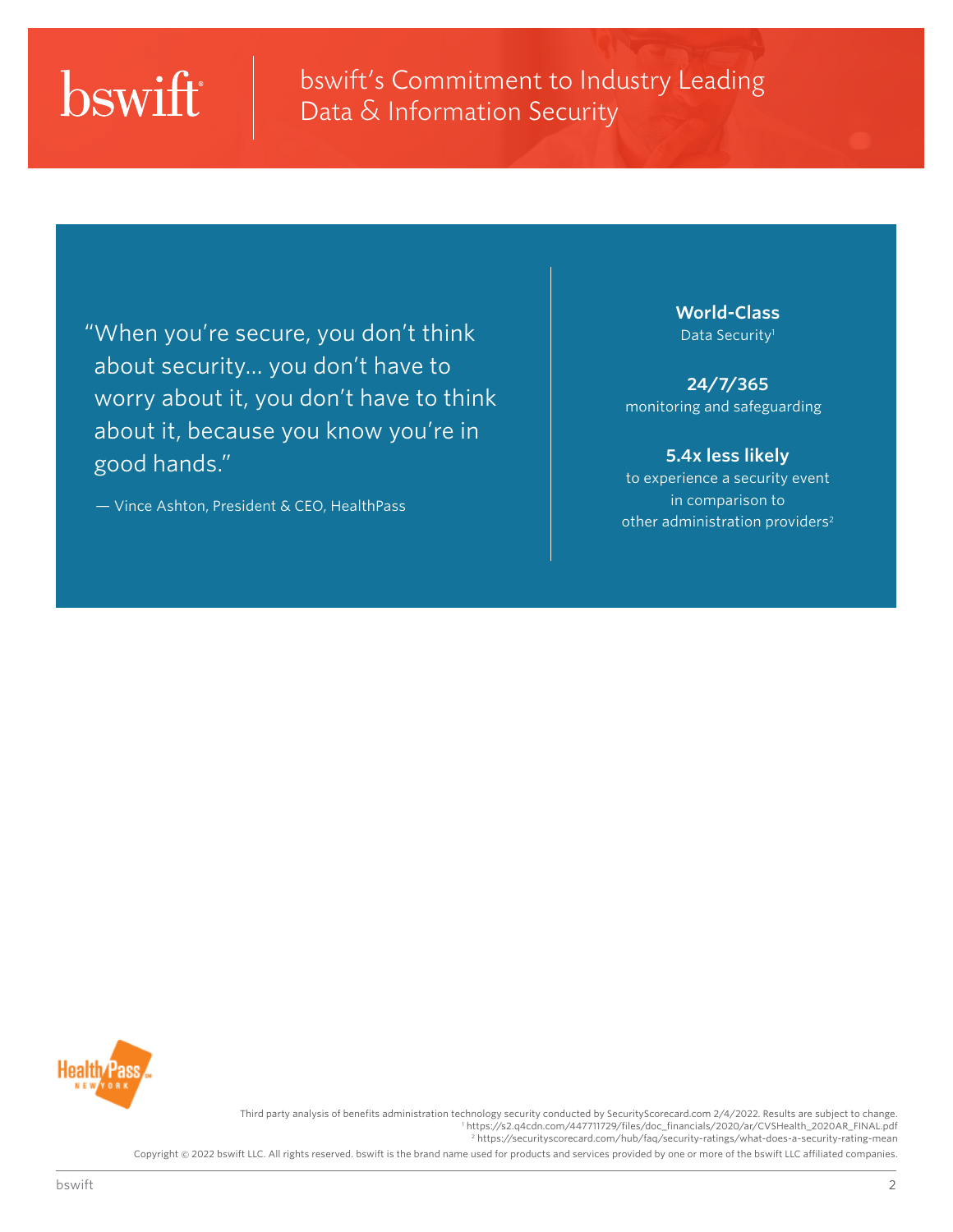# bswift's Commitment to Industry Leading Data & Information Security

"When you're secure, you don't think about security... you don't have to worry about it, you don't have to think about it, because you know you're in good hands."

— Vince Ashton, President & CEO, HealthPass

**World-Class**
Data Security[1]

**24/7/365**
monitoring and safeguarding

**5.4x less likely**
to experience a security event in comparison to other administration providers[2]

Third party analysis of benefits administration technology security conducted by SecurityScorecard.com 2/4/2022. Results are subject to change.
[1] https://s2.q4cdn.com/447711729/files/doc_financials/2020/ar/CVSHealth_2020AR_FINAL.pdf
[2] https://securityscorecard.com/hub/faq/security-ratings/what-does-a-security-rating-mean

Copyright © 2022 bswift LLC. All rights reserved. bswift is the brand name used for products and services provided by one or more of the bswift LLC affiliated companies.